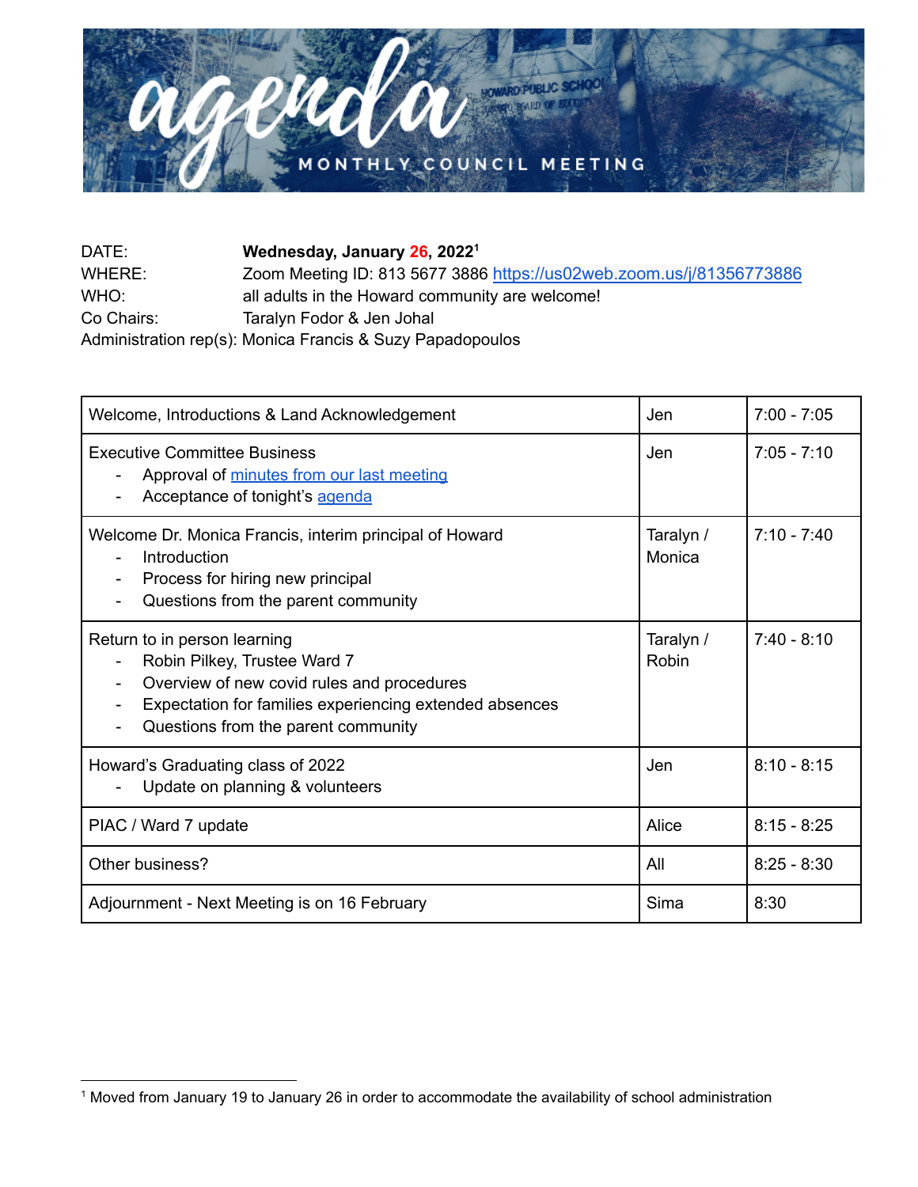# agenda

MONTHLY COUNCIL MEETING

DATE: **Wednesday, January 26, 2022**[1]
WHERE: Zoom Meeting ID: 813 5677 3886 https://us02web.zoom.us/j/81356773886
WHO: all adults in the Howard community are welcome!
Co Chairs: Taralyn Fodor & Jen Johal
Administration rep(s): Monica Francis & Suzy Papadopoulos

| | | |
|---|---|---|
| Welcome, Introductions & Land Acknowledgement | Jen | 7:00 - 7:05 |
| Executive Committee Business<br>- Approval of minutes from our last meeting<br>- Acceptance of tonight's agenda | Jen | 7:05 - 7:10 |
| Welcome Dr. Monica Francis, interim principal of Howard<br>- Introduction<br>- Process for hiring new principal<br>- Questions from the parent community | Taralyn / Monica | 7:10 - 7:40 |
| Return to in person learning<br>- Robin Pilkey, Trustee Ward 7<br>- Overview of new covid rules and procedures<br>- Expectation for families experiencing extended absences<br>- Questions from the parent community | Taralyn / Robin | 7:40 - 8:10 |
| Howard's Graduating class of 2022<br>- Update on planning & volunteers | Jen | 8:10 - 8:15 |
| PIAC / Ward 7 update | Alice | 8:15 - 8:25 |
| Other business? | All | 8:25 - 8:30 |
| Adjournment - Next Meeting is on 16 February | Sima | 8:30 |

[1] Moved from January 19 to January 26 in order to accommodate the availability of school administration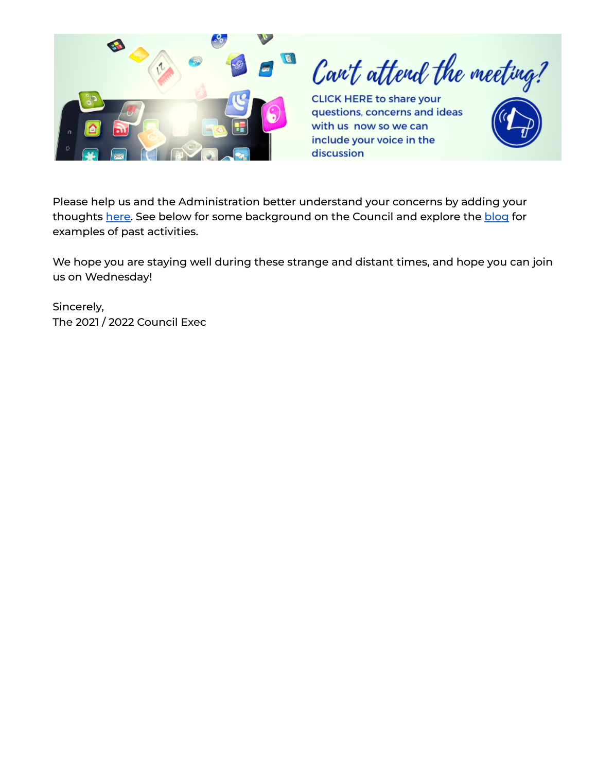**Can't attend the meeting?**

CLICK HERE to share your questions, concerns and ideas with us now so we can include your voice in the discussion

Please help us and the Administration better understand your concerns by adding your thoughts here. See below for some background on the Council and explore the blog for examples of past activities.

We hope you are staying well during these strange and distant times, and hope you can join us on Wednesday!

Sincerely,
The 2021 / 2022 Council Exec